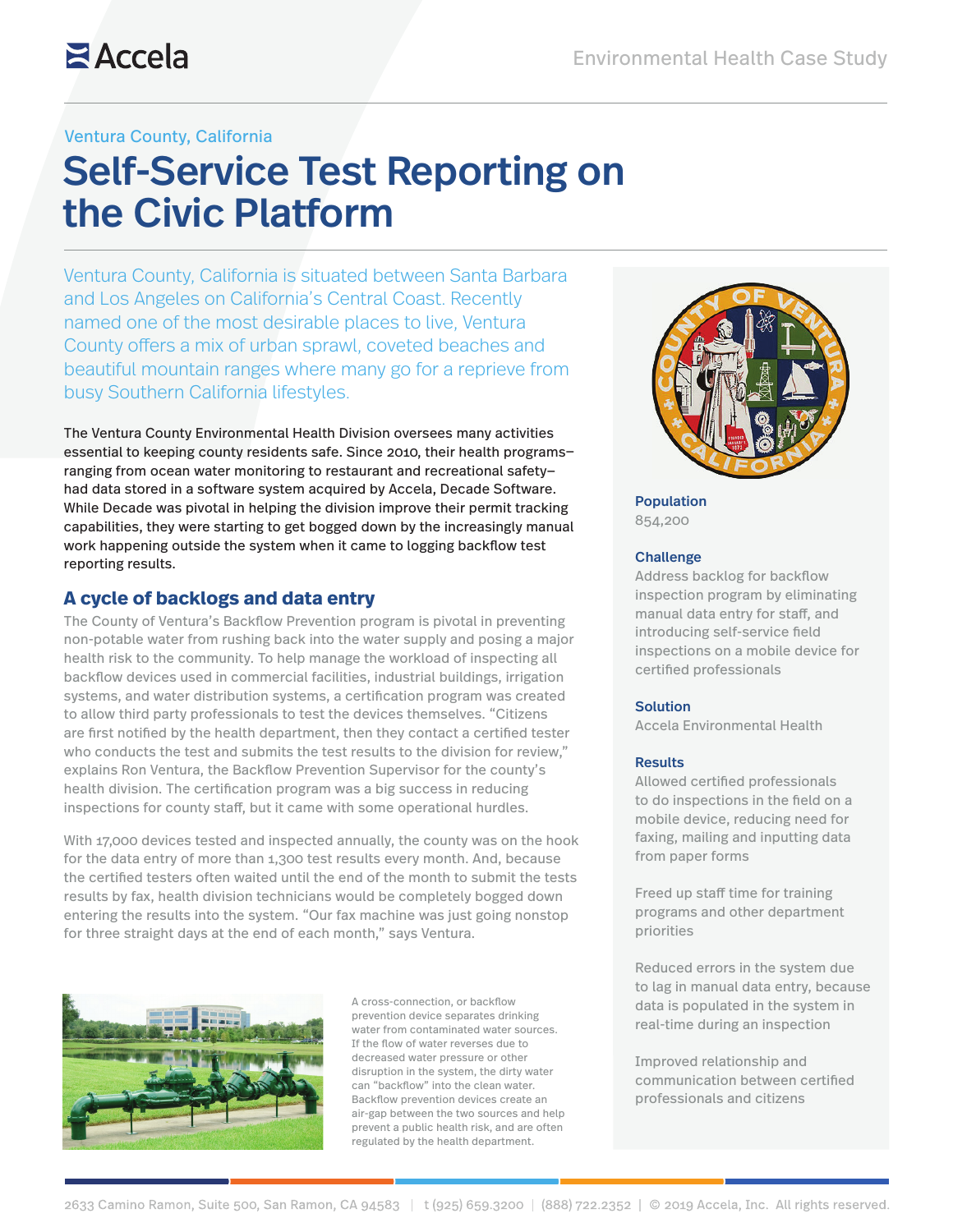Accela

Environmental Health Case Study

Ventura County, California

# Self-Service Test Reporting on the Civic Platform

Ventura County, California is situated between Santa Barbara and Los Angeles on California's Central Coast. Recently named one of the most desirable places to live, Ventura County offers a mix of urban sprawl, coveted beaches and beautiful mountain ranges where many go for a reprieve from busy Southern California lifestyles.

The Ventura County Environmental Health Division oversees many activities essential to keeping county residents safe. Since 2010, their health programs–ranging from ocean water monitoring to restaurant and recreational safety–had data stored in a software system acquired by Accela, Decade Software. While Decade was pivotal in helping the division improve their permit tracking capabilities, they were starting to get bogged down by the increasingly manual work happening outside the system when it came to logging backflow test reporting results.

## A cycle of backlogs and data entry

The County of Ventura's Backflow Prevention program is pivotal in preventing non-potable water from rushing back into the water supply and posing a major health risk to the community. To help manage the workload of inspecting all backflow devices used in commercial facilities, industrial buildings, irrigation systems, and water distribution systems, a certification program was created to allow third party professionals to test the devices themselves. "Citizens are first notified by the health department, then they contact a certified tester who conducts the test and submits the test results to the division for review," explains Ron Ventura, the Backflow Prevention Supervisor for the county's health division. The certification program was a big success in reducing inspections for county staff, but it came with some operational hurdles.

With 17,000 devices tested and inspected annually, the county was on the hook for the data entry of more than 1,300 test results every month. And, because the certified testers often waited until the end of the month to submit the tests results by fax, health division technicians would be completely bogged down entering the results into the system. "Our fax machine was just going nonstop for three straight days at the end of each month," says Ventura.

A cross-connection, or backflow prevention device separates drinking water from contaminated water sources. If the flow of water reverses due to decreased water pressure or other disruption in the system, the dirty water can "backflow" into the clean water. Backflow prevention devices create an air-gap between the two sources and help prevent a public health risk, and are often regulated by the health department.

**Population**
854,200

**Challenge**
Address backlog for backflow inspection program by eliminating manual data entry for staff, and introducing self-service field inspections on a mobile device for certified professionals

**Solution**
Accela Environmental Health

**Results**
Allowed certified professionals to do inspections in the field on a mobile device, reducing need for faxing, mailing and inputting data from paper forms

Freed up staff time for training programs and other department priorities

Reduced errors in the system due to lag in manual data entry, because data is populated in the system in real-time during an inspection

Improved relationship and communication between certified professionals and citizens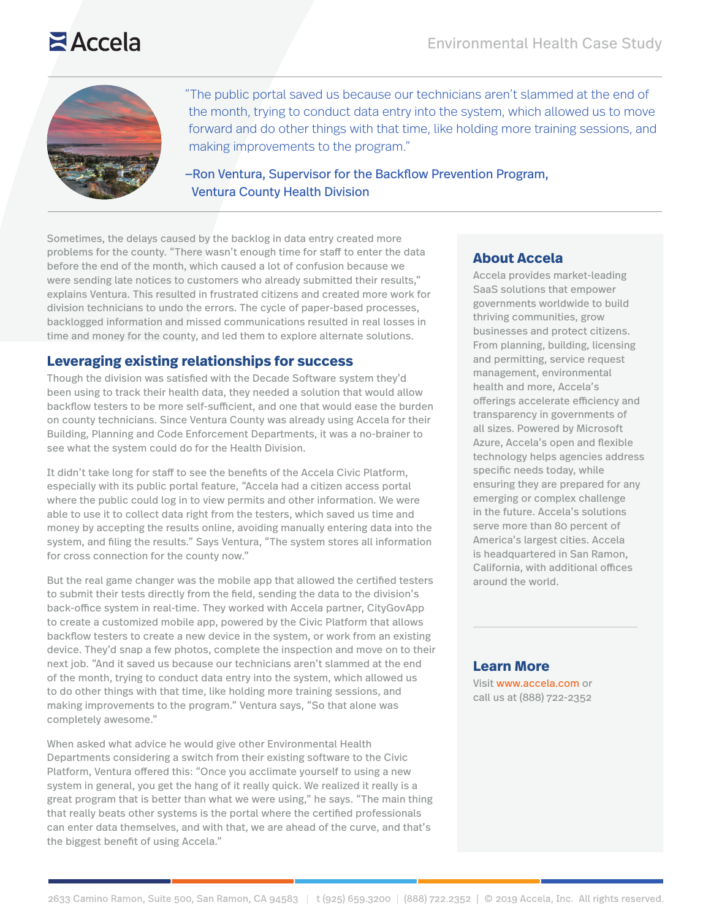“The public portal saved us because our technicians aren’t slammed at the end of the month, trying to conduct data entry into the system, which allowed us to move forward and do other things with that time, like holding more training sessions, and making improvements to the program.”

–Ron Ventura, Supervisor for the Backflow Prevention Program, Ventura County Health Division

Sometimes, the delays caused by the backlog in data entry created more problems for the county. “There wasn’t enough time for staff to enter the data before the end of the month, which caused a lot of confusion because we were sending late notices to customers who already submitted their results,” explains Ventura. This resulted in frustrated citizens and created more work for division technicians to undo the errors. The cycle of paper-based processes, backlogged information and missed communications resulted in real losses in time and money for the county, and led them to explore alternate solutions.

## Leveraging existing relationships for success

Though the division was satisfied with the Decade Software system they’d been using to track their health data, they needed a solution that would allow backflow testers to be more self-sufficient, and one that would ease the burden on county technicians. Since Ventura County was already using Accela for their Building, Planning and Code Enforcement Departments, it was a no-brainer to see what the system could do for the Health Division.

It didn’t take long for staff to see the benefits of the Accela Civic Platform, especially with its public portal feature, “Accela had a citizen access portal where the public could log in to view permits and other information. We were able to use it to collect data right from the testers, which saved us time and money by accepting the results online, avoiding manually entering data into the system, and filing the results.” Says Ventura, “The system stores all information for cross connection for the county now.”

But the real game changer was the mobile app that allowed the certified testers to submit their tests directly from the field, sending the data to the division’s back-office system in real-time. They worked with Accela partner, CityGovApp to create a customized mobile app, powered by the Civic Platform that allows backflow testers to create a new device in the system, or work from an existing device. They’d snap a few photos, complete the inspection and move on to their next job. “And it saved us because our technicians aren’t slammed at the end of the month, trying to conduct data entry into the system, which allowed us to do other things with that time, like holding more training sessions, and making improvements to the program.” Ventura says, “So that alone was completely awesome.”

When asked what advice he would give other Environmental Health Departments considering a switch from their existing software to the Civic Platform, Ventura offered this: “Once you acclimate yourself to using a new system in general, you get the hang of it really quick. We realized it really is a great program that is better than what we were using,” he says. “The main thing that really beats other systems is the portal where the certified professionals can enter data themselves, and with that, we are ahead of the curve, and that’s the biggest benefit of using Accela.”

## About Accela

Accela provides market-leading SaaS solutions that empower governments worldwide to build thriving communities, grow businesses and protect citizens. From planning, building, licensing and permitting, service request management, environmental health and more, Accela’s offerings accelerate efficiency and transparency in governments of all sizes. Powered by Microsoft Azure, Accela’s open and flexible technology helps agencies address specific needs today, while ensuring they are prepared for any emerging or complex challenge in the future. Accela’s solutions serve more than 80 percent of America’s largest cities. Accela is headquartered in San Ramon, California, with additional offices around the world.

## Learn More

Visit www.accela.com or call us at (888) 722-2352

2633 Camino Ramon, Suite 500, San Ramon, CA 94583 | t (925) 659.3200 | (888) 722.2352 | © 2019 Accela, Inc. All rights reserved.